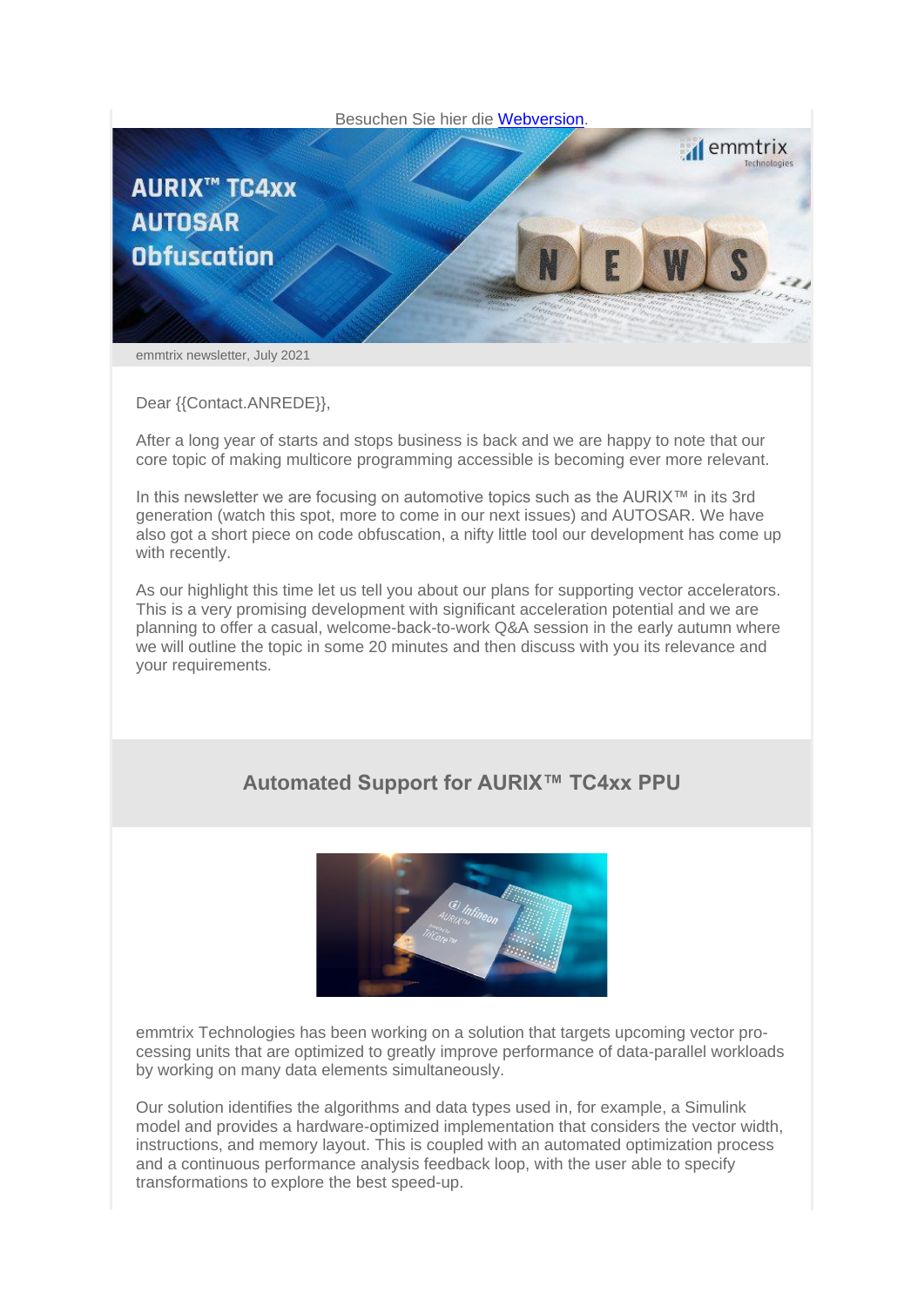Besuchen Sie hier die [Webversion](Webversion).

emmtrix newsletter, July 2021

Dear {{Contact.ANREDE}},

After a long year of starts and stops business is back and we are happy to note that our core topic of making multicore programming accessible is becoming ever more relevant.

In this newsletter we are focusing on automotive topics such as the AURIX™ in its 3rd generation (watch this spot, more to come in our next issues) and AUTOSAR. We have also got a short piece on code obfuscation, a nifty little tool our development has come up with recently.

As our highlight this time let us tell you about our plans for supporting vector accelerators. This is a very promising development with significant acceleration potential and we are planning to offer a casual, welcome-back-to-work Q&A session in the early autumn where we will outline the topic in some 20 minutes and then discuss with you its relevance and your requirements.

## Automated Support for AURIX™ TC4xx PPU

emmtrix Technologies has been working on a solution that targets upcoming vector processing units that are optimized to greatly improve performance of data-parallel workloads by working on many data elements simultaneously.

Our solution identifies the algorithms and data types used in, for example, a Simulink model and provides a hardware-optimized implementation that considers the vector width, instructions, and memory layout. This is coupled with an automated optimization process and a continuous performance analysis feedback loop, with the user able to specify transformations to explore the best speed-up.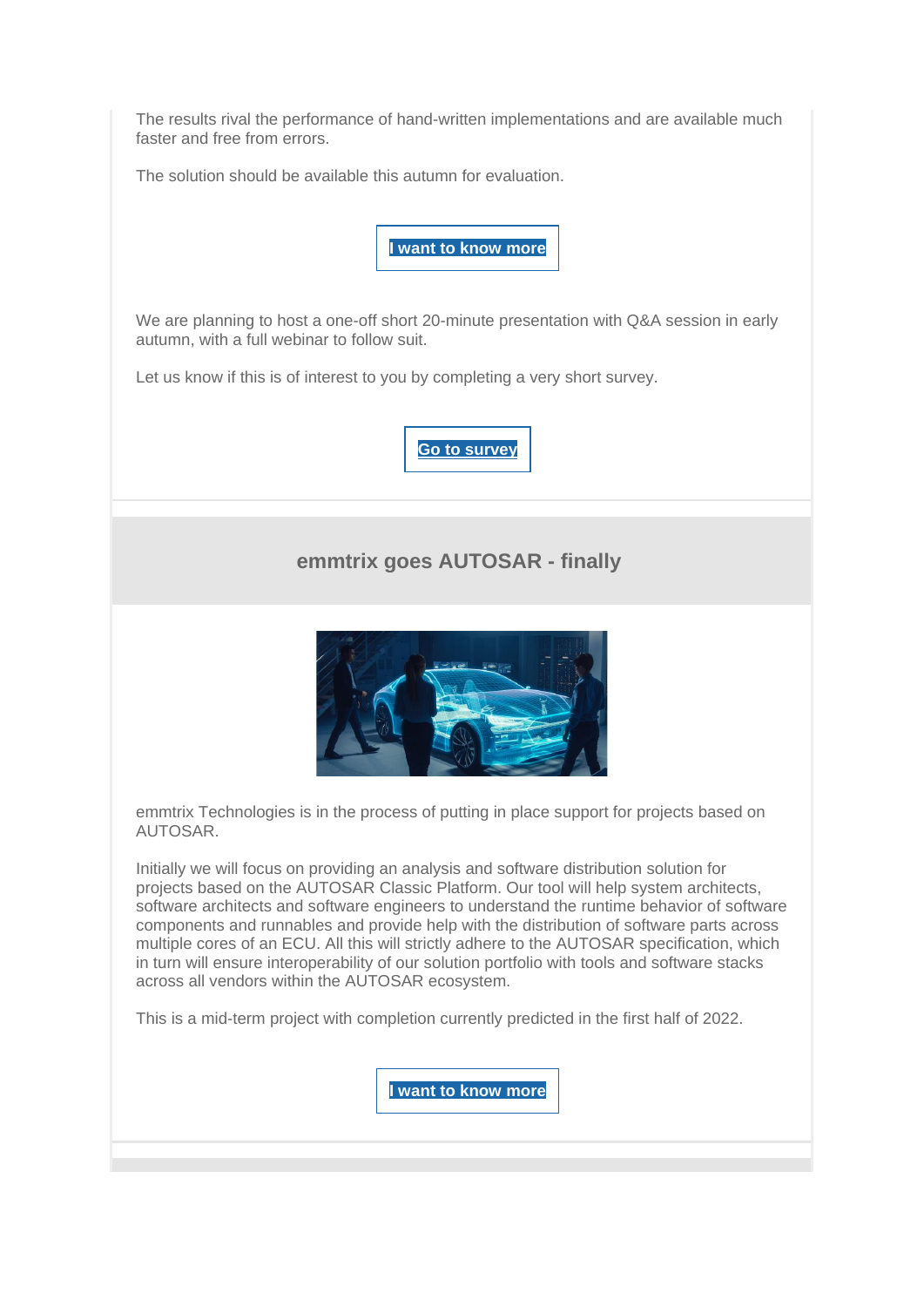The results rival the performance of hand-written implementations and are available much faster and free from errors.

The solution should be available this autumn for evaluation.

**I want to know more**

We are planning to host a one-off short 20-minute presentation with Q&A session in early autumn, with a full webinar to follow suit.

Let us know if this is of interest to you by completing a very short survey.

**Go to survey**

## emmtrix goes AUTOSAR - finally

emmtrix Technologies is in the process of putting in place support for projects based on AUTOSAR.

Initially we will focus on providing an analysis and software distribution solution for projects based on the AUTOSAR Classic Platform. Our tool will help system architects, software architects and software engineers to understand the runtime behavior of software components and runnables and provide help with the distribution of software parts across multiple cores of an ECU. All this will strictly adhere to the AUTOSAR specification, which in turn will ensure interoperability of our solution portfolio with tools and software stacks across all vendors within the AUTOSAR ecosystem.

This is a mid-term project with completion currently predicted in the first half of 2022.

**I want to know more**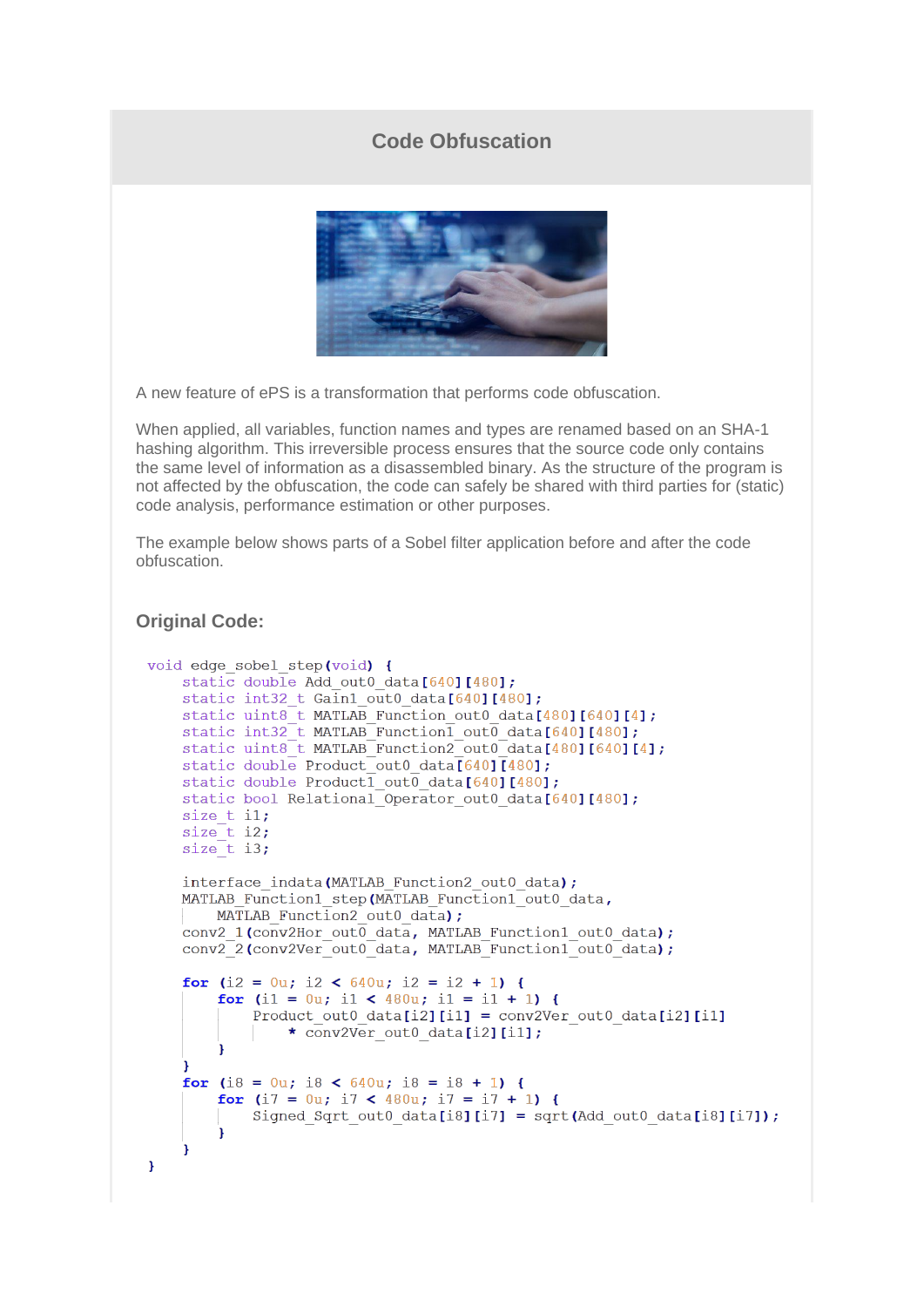## Code Obfuscation

A new feature of ePS is a transformation that performs code obfuscation.

When applied, all variables, function names and types are renamed based on an SHA-1 hashing algorithm. This irreversible process ensures that the source code only contains the same level of information as a disassembled binary. As the structure of the program is not affected by the obfuscation, the code can safely be shared with third parties for (static) code analysis, performance estimation or other purposes.

The example below shows parts of a Sobel filter application before and after the code obfuscation.

### Original Code:

```
void edge_sobel_step(void) {
    static double Add_out0_data[640][480];
    static int32_t Gain1_out0_data[640][480];
    static uint8_t MATLAB_Function_out0_data[480][640][4];
    static int32_t MATLAB_Function1_out0_data[640][480];
    static uint8_t MATLAB_Function2_out0_data[480][640][4];
    static double Product_out0_data[640][480];
    static double Product1_out0_data[640][480];
    static bool Relational_Operator_out0_data[640][480];
    size_t i1;
    size_t i2;
    size_t i3;

    interface_indata(MATLAB_Function2_out0_data);
    MATLAB_Function1_step(MATLAB_Function1_out0_data,
        MATLAB_Function2_out0_data);
    conv2_1(conv2Hor_out0_data, MATLAB_Function1_out0_data);
    conv2_2(conv2Ver_out0_data, MATLAB_Function1_out0_data);

    for (i2 = 0u; i2 < 640u; i2 = i2 + 1) {
        for (i1 = 0u; i1 < 480u; i1 = i1 + 1) {
            Product_out0_data[i2][i1] = conv2Ver_out0_data[i2][i1]
                * conv2Ver_out0_data[i2][i1];
        }
    }
    for (i8 = 0u; i8 < 640u; i8 = i8 + 1) {
        for (i7 = 0u; i7 < 480u; i7 = i7 + 1) {
            Signed_Sqrt_out0_data[i8][i7] = sqrt(Add_out0_data[i8][i7]);
        }
    }
}
```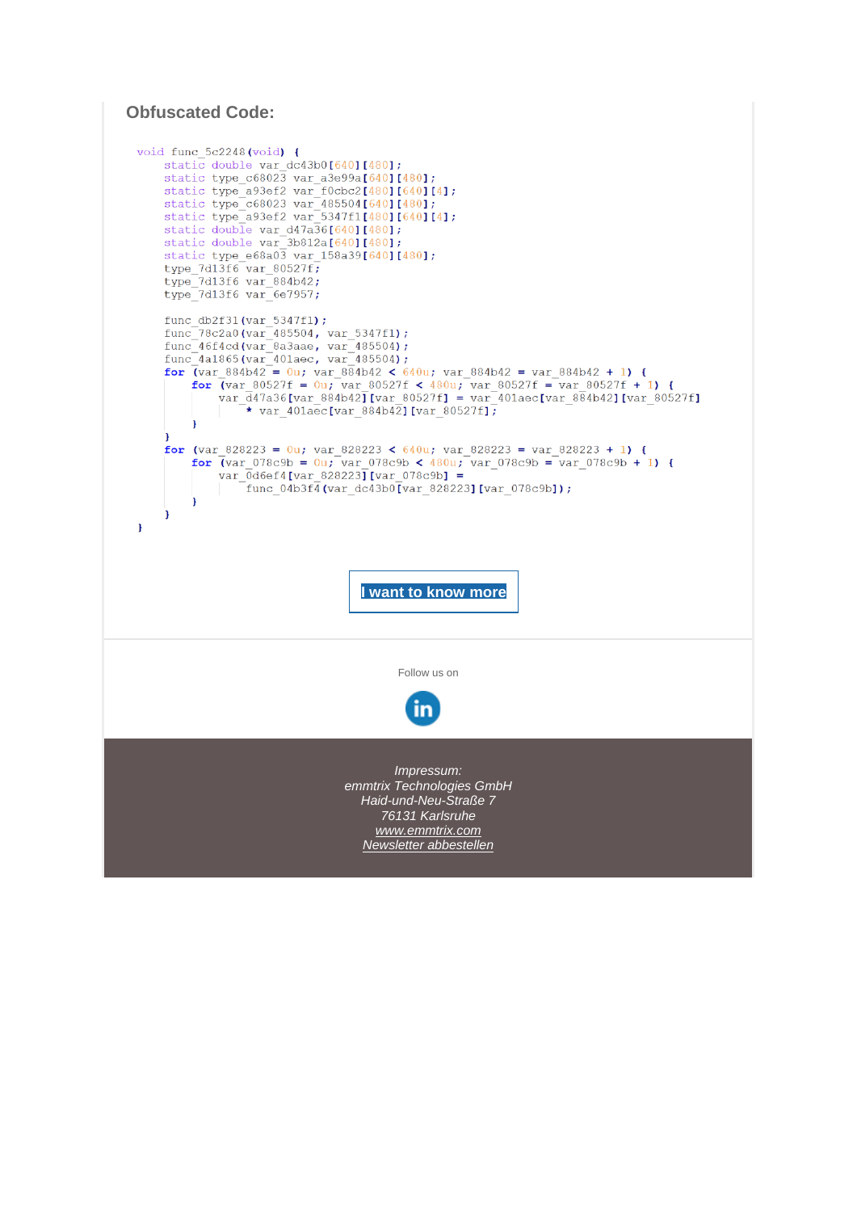### Obfuscated Code:

```
void func_5c2248(void) {
    static double var_dc43b0[640][480];
    static type_c68023 var_a3e99a[640][480];
    static type_a93ef2 var_f0cbc2[480][640][4];
    static type_c68023 var_485504[640][480];
    static type_a93ef2 var_5347f1[480][640][4];
    static double var_d47a36[640][480];
    static double var_3b812a[640][480];
    static type_e68a03 var_158a39[640][480];
    type_7d13f6 var_80527f;
    type_7d13f6 var_884b42;
    type_7d13f6 var_6e7957;

    func_db2f31(var_5347f1);
    func_78c2a0(var_485504, var_5347f1);
    func_46f4cd(var_8a3aae, var_485504);
    func_4a1865(var_401aec, var_485504);
    for (var_884b42 = 0u; var_884b42 < 640u; var_884b42 = var_884b42 + 1) {
        for (var_80527f = 0u; var_80527f < 480u; var_80527f = var_80527f + 1) {
            var_d47a36[var_884b42][var_80527f] = var_401aec[var_884b42][var_80527f]
                * var_401aec[var_884b42][var_80527f];
        }
    }
    for (var_828223 = 0u; var_828223 < 640u; var_828223 = var_828223 + 1) {
        for (var_078c9b = 0u; var_078c9b < 480u; var_078c9b = var_078c9b + 1) {
            var_0d6ef4[var_828223][var_078c9b] =
                func_04b3f4(var_dc43b0[var_828223][var_078c9b]);
        }
    }
}
```

**I want to know more**

Follow us on

*Impressum:*
*emmtrix Technologies GmbH*
*Haid-und-Neu-Straße 7*
*76131 Karlsruhe*
*www.emmtrix.com*
*Newsletter abbestellen*